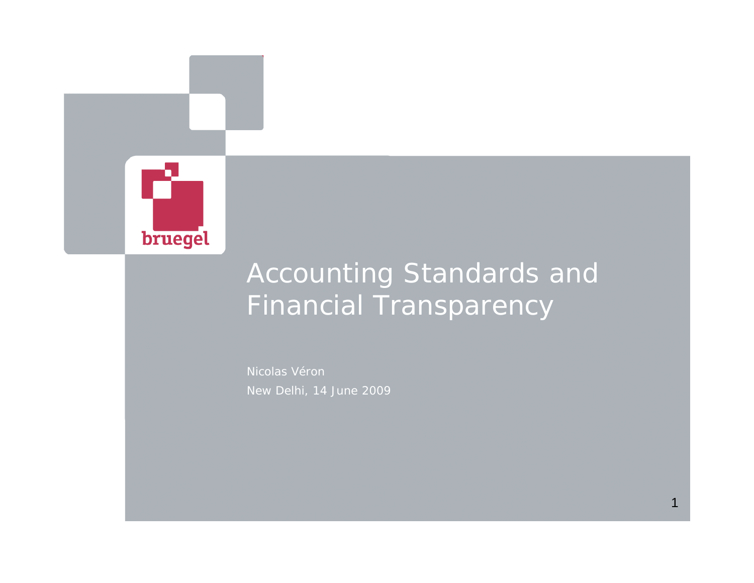bruegel

# Accounting Standards and Financial Transparency

Nicolas Véron

New Delhi, 14 June 2009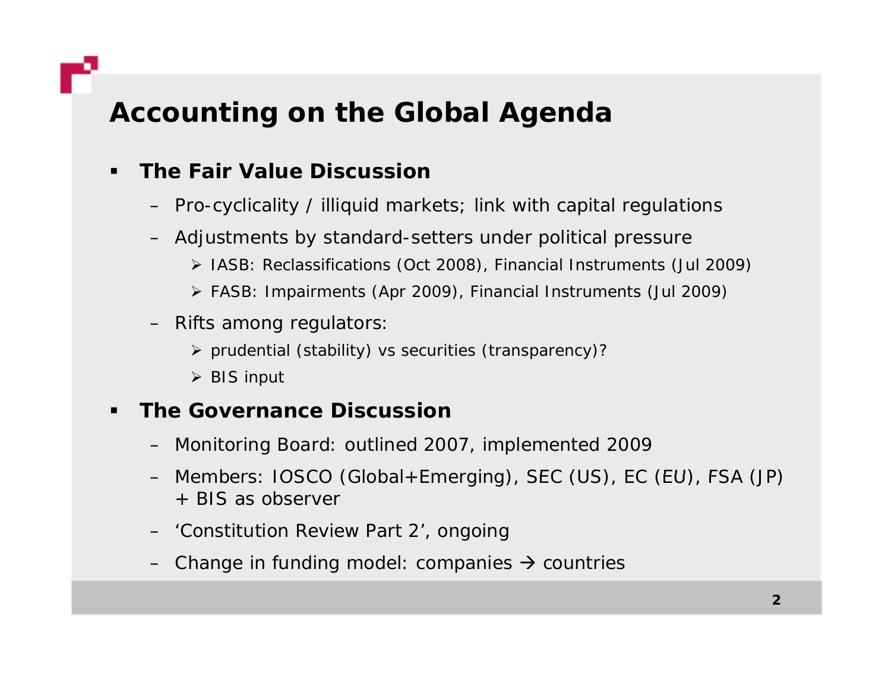# Accounting on the Global Agenda

- **The Fair Value Discussion**
  - Pro-cyclicality / illiquid markets; link with capital regulations
  - Adjustments by standard-setters under political pressure
    - IASB: Reclassifications (Oct 2008), Financial Instruments (Jul 2009)
    - FASB: Impairments (Apr 2009), Financial Instruments (Jul 2009)
  - Rifts among regulators:
    - prudential (stability) vs securities (transparency)?
    - BIS input
- **The Governance Discussion**
  - Monitoring Board: outlined 2007, implemented 2009
  - Members: IOSCO (Global+Emerging), SEC (US), EC (EU), FSA (JP) + BIS as observer
  - 'Constitution Review Part 2', ongoing
  - Change in funding model: companies → countries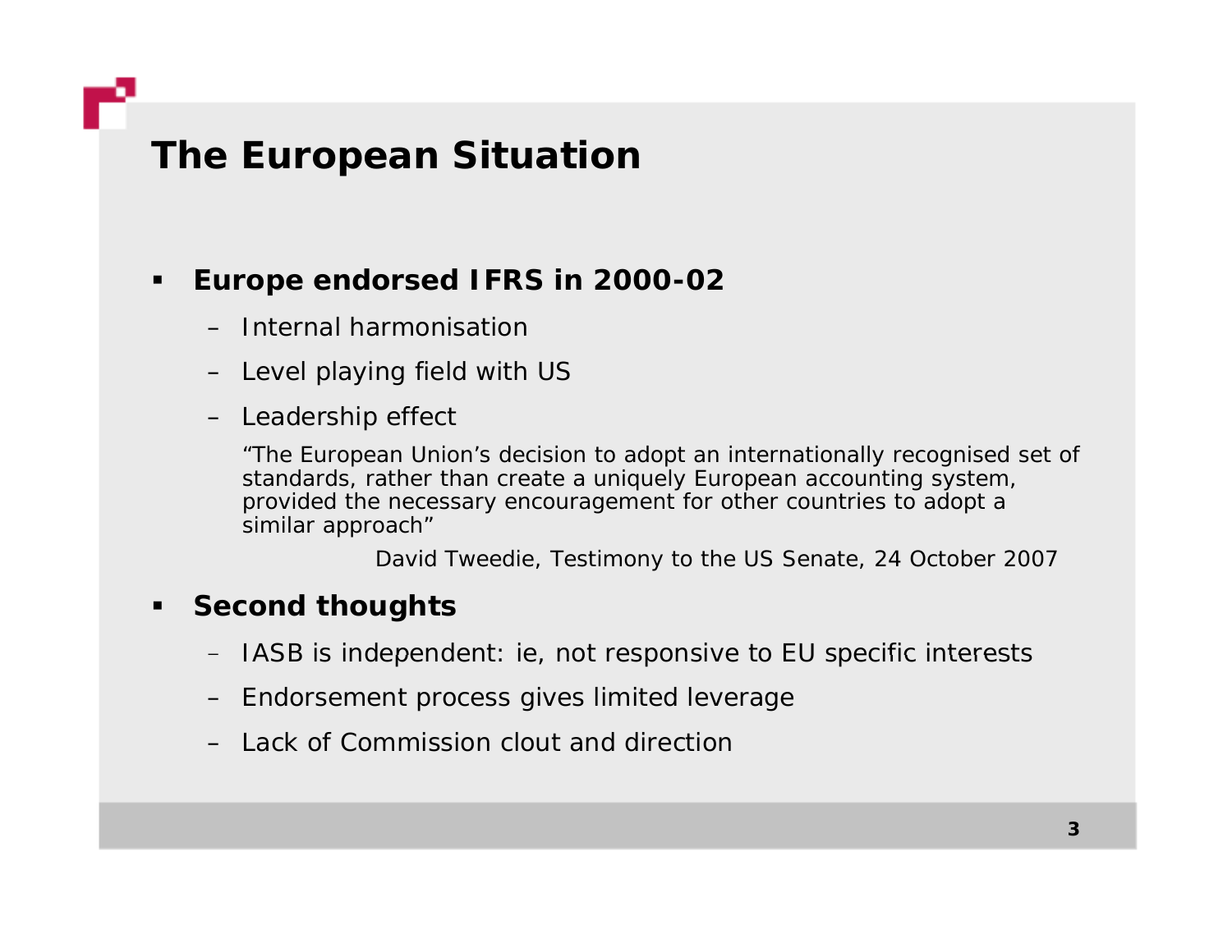# The European Situation

- **Europe endorsed IFRS in 2000-02**
  - Internal harmonisation
  - Level playing field with US
  - Leadership effect

    "The European Union's decision to adopt an internationally recognised set of standards, rather than create a uniquely European accounting system, provided the necessary encouragement for other countries to adopt a similar approach"

    David Tweedie, Testimony to the US Senate, 24 October 2007

- **Second thoughts**
  - IASB is independent: ie, not responsive to EU specific interests
  - Endorsement process gives limited leverage
  - Lack of Commission clout and direction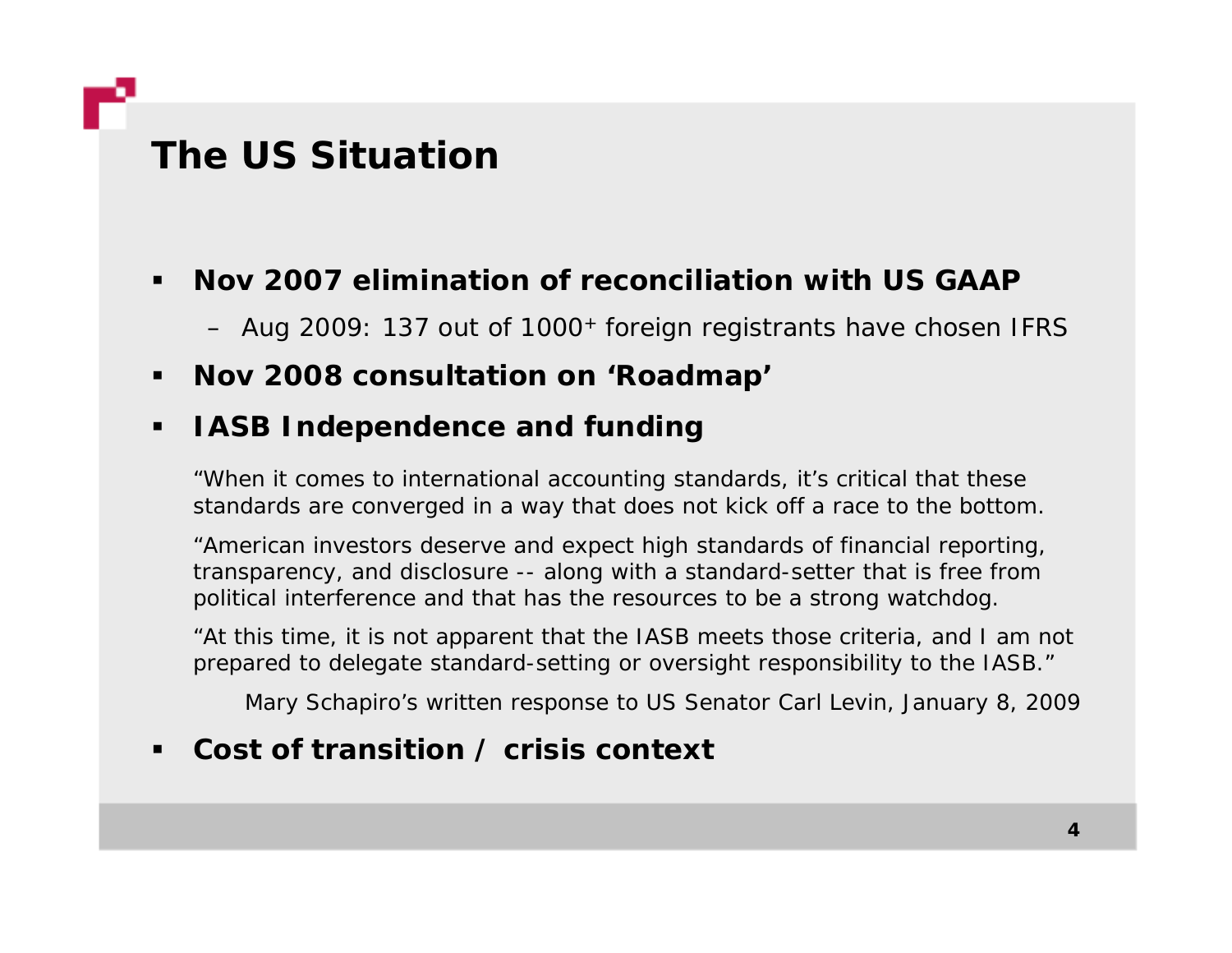# The US Situation

- **Nov 2007 elimination of reconciliation with US GAAP**
  - Aug 2009: 137 out of 1000+ foreign registrants have chosen IFRS
- **Nov 2008 consultation on 'Roadmap'**
- **IASB Independence and funding**

  "When it comes to international accounting standards, it's critical that these standards are converged in a way that does not kick off a race to the bottom.

  "American investors deserve and expect high standards of financial reporting, transparency, and disclosure -- along with a standard-setter that is free from political interference and that has the resources to be a strong watchdog.

  "At this time, it is not apparent that the IASB meets those criteria, and I am not prepared to delegate standard-setting or oversight responsibility to the IASB."

  Mary Schapiro's written response to US Senator Carl Levin, January 8, 2009

- **Cost of transition / crisis context**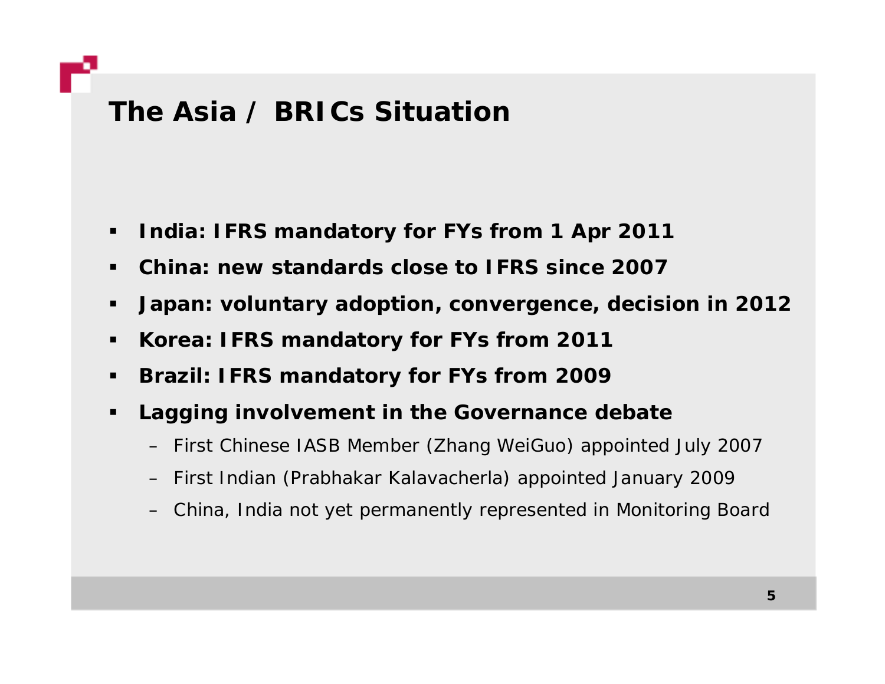# The Asia / BRICs Situation

- **India: IFRS mandatory for FYs from 1 Apr 2011**
- **China: new standards close to IFRS since 2007**
- **Japan: voluntary adoption, convergence, decision in 2012**
- **Korea: IFRS mandatory for FYs from 2011**
- **Brazil: IFRS mandatory for FYs from 2009**
- **Lagging involvement in the Governance debate**
  - First Chinese IASB Member (Zhang WeiGuo) appointed July 2007
  - First Indian (Prabhakar Kalavacherla) appointed January 2009
  - China, India not yet permanently represented in Monitoring Board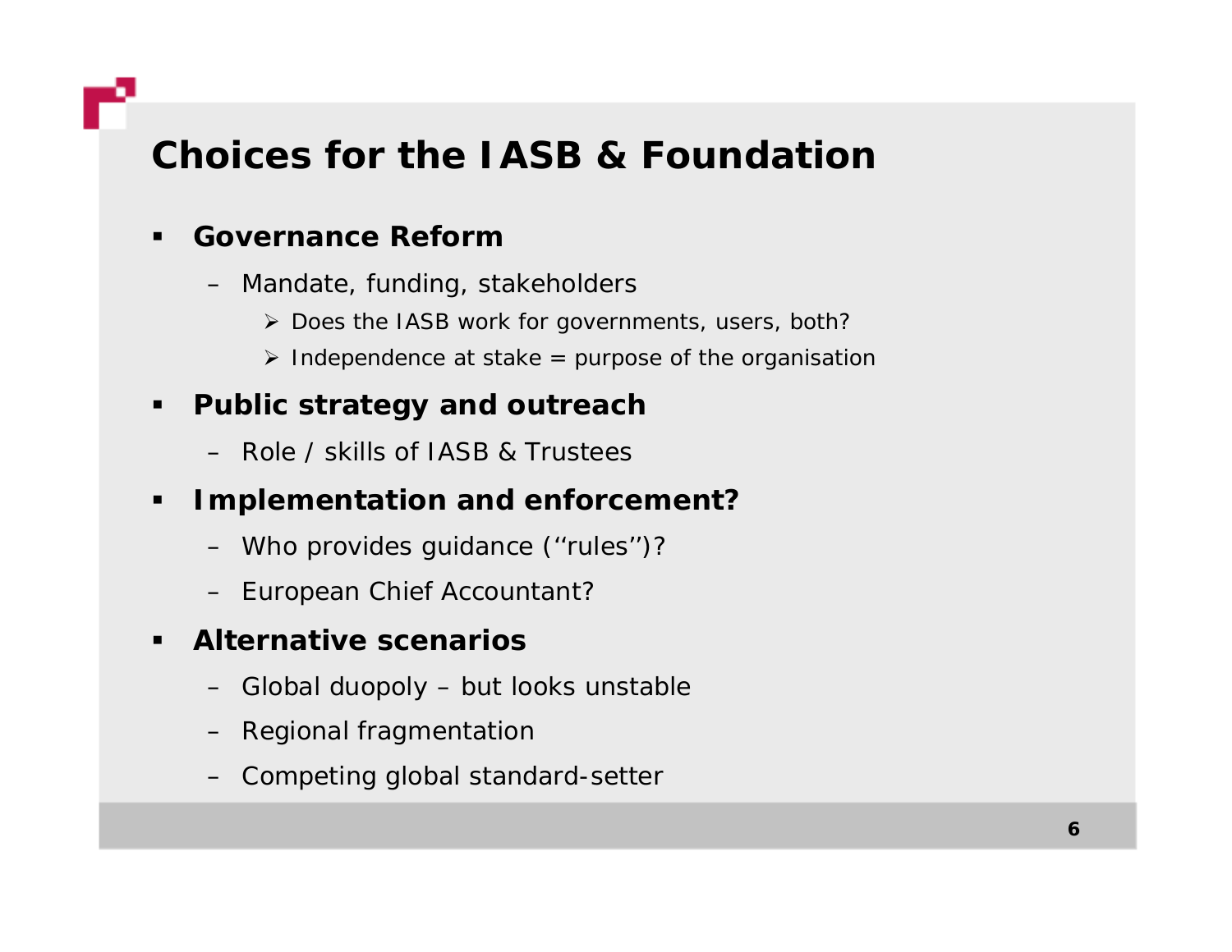# Choices for the IASB & Foundation

- **Governance Reform**
  - Mandate, funding, stakeholders
    - Does the IASB work for governments, users, both?
    - Independence at stake = purpose of the organisation
- **Public strategy and outreach**
  - Role / skills of IASB & Trustees
- **Implementation and enforcement?**
  - Who provides guidance (‘‘rules’’)?
  - European Chief Accountant?
- **Alternative scenarios**
  - Global duopoly – but looks unstable
  - Regional fragmentation
  - Competing global standard-setter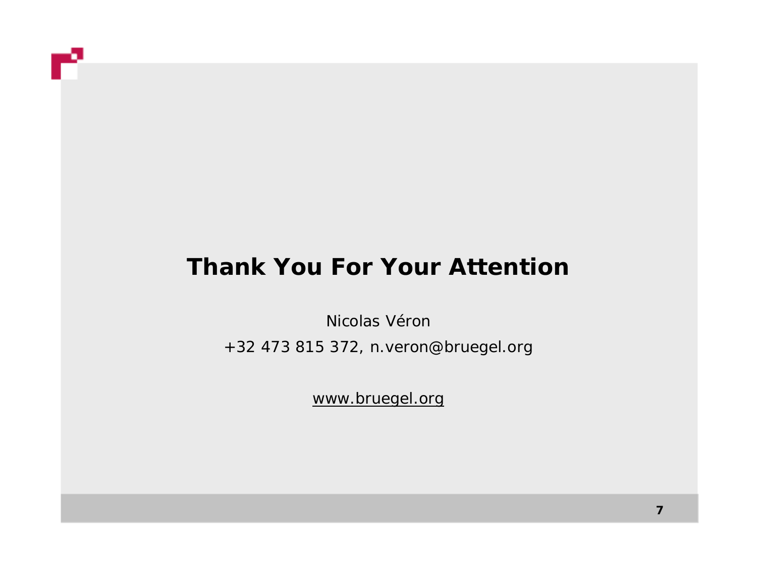# Thank You For Your Attention

Nicolas Véron

+32 473 815 372, n.veron@bruegel.org

www.bruegel.org